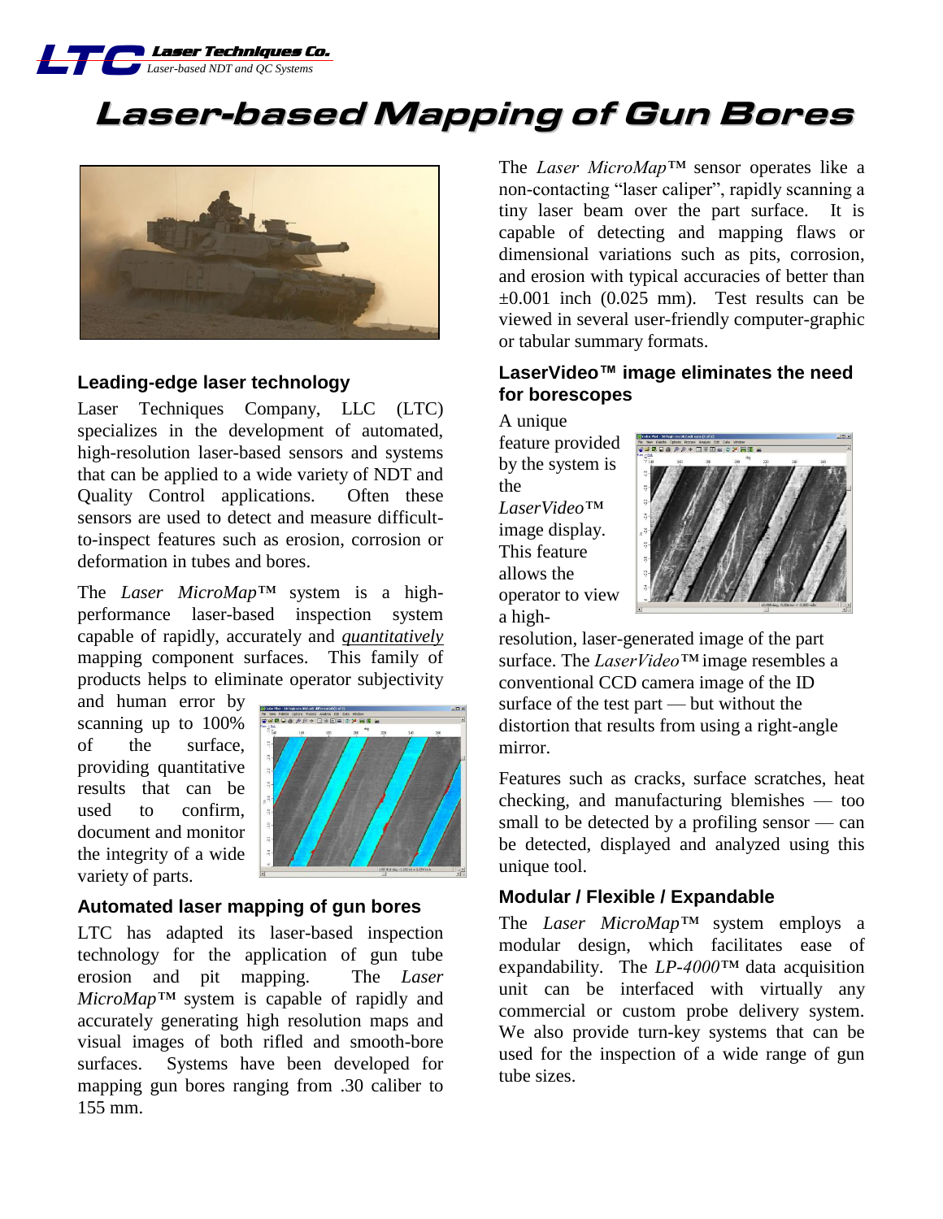**LTC Laser Techniques Co.**
*Laser-based NDT and QC Systems*

# Laser-based Mapping of Gun Bores

## Leading-edge laser technology

Laser Techniques Company, LLC (LTC) specializes in the development of automated, high-resolution laser-based sensors and systems that can be applied to a wide variety of NDT and Quality Control applications. Often these sensors are used to detect and measure difficult-to-inspect features such as erosion, corrosion or deformation in tubes and bores.

The *Laser MicroMap™* system is a high-performance laser-based inspection system capable of rapidly, accurately and ***quantitatively*** mapping component surfaces. This family of products helps to eliminate operator subjectivity and human error by scanning up to 100% of the surface, providing quantitative results that can be used to confirm, document and monitor the integrity of a wide variety of parts.

## Automated laser mapping of gun bores

LTC has adapted its laser-based inspection technology for the application of gun tube erosion and pit mapping. The *Laser MicroMap™* system is capable of rapidly and accurately generating high resolution maps and visual images of both rifled and smooth-bore surfaces. Systems have been developed for mapping gun bores ranging from .30 caliber to 155 mm.

The *Laser MicroMap™* sensor operates like a non-contacting "laser caliper", rapidly scanning a tiny laser beam over the part surface. It is capable of detecting and mapping flaws or dimensional variations such as pits, corrosion, and erosion with typical accuracies of better than ±0.001 inch (0.025 mm). Test results can be viewed in several user-friendly computer-graphic or tabular summary formats.

## LaserVideo™ image eliminates the need for borescopes

A unique feature provided by the system is the *LaserVideo™* image display. This feature allows the operator to view a high-resolution, laser-generated image of the part surface. The *LaserVideo™* image resembles a conventional CCD camera image of the ID surface of the test part — but without the distortion that results from using a right-angle mirror.

Features such as cracks, surface scratches, heat checking, and manufacturing blemishes — too small to be detected by a profiling sensor — can be detected, displayed and analyzed using this unique tool.

## Modular / Flexible / Expandable

The *Laser MicroMap™* system employs a modular design, which facilitates ease of expandability. The *LP-4000™* data acquisition unit can be interfaced with virtually any commercial or custom probe delivery system. We also provide turn-key systems that can be used for the inspection of a wide range of gun tube sizes.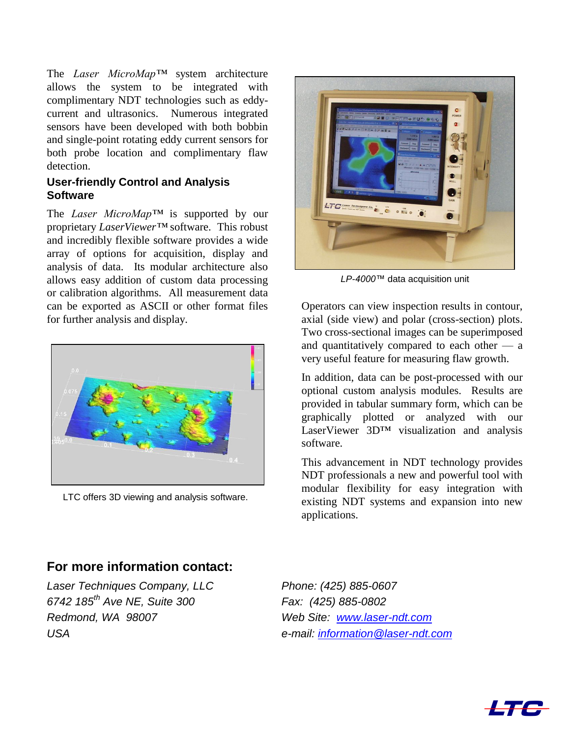The *Laser MicroMap™* system architecture allows the system to be integrated with complimentary NDT technologies such as eddy-current and ultrasonics. Numerous integrated sensors have been developed with both bobbin and single-point rotating eddy current sensors for both probe location and complimentary flaw detection.

## User-friendly Control and Analysis Software

The *Laser MicroMap™* is supported by our proprietary *LaserViewer™* software. This robust and incredibly flexible software provides a wide array of options for acquisition, display and analysis of data. Its modular architecture also allows easy addition of custom data processing or calibration algorithms. All measurement data can be exported as ASCII or other format files for further analysis and display.

LTC offers 3D viewing and analysis software.

*LP-4000™* data acquisition unit

Operators can view inspection results in contour, axial (side view) and polar (cross-section) plots. Two cross-sectional images can be superimposed and quantitatively compared to each other — a very useful feature for measuring flaw growth.

In addition, data can be post-processed with our optional custom analysis modules. Results are provided in tabular summary form, which can be graphically plotted or analyzed with our LaserViewer 3D™ visualization and analysis software.

This advancement in NDT technology provides NDT professionals a new and powerful tool with modular flexibility for easy integration with existing NDT systems and expansion into new applications.

## For more information contact:

*Laser Techniques Company, LLC*
*6742 185th Ave NE, Suite 300*
*Redmond, WA 98007*
*USA*

*Phone: (425) 885-0607*
*Fax: (425) 885-0802*
*Web Site: www.laser-ndt.com*
*e-mail: information@laser-ndt.com*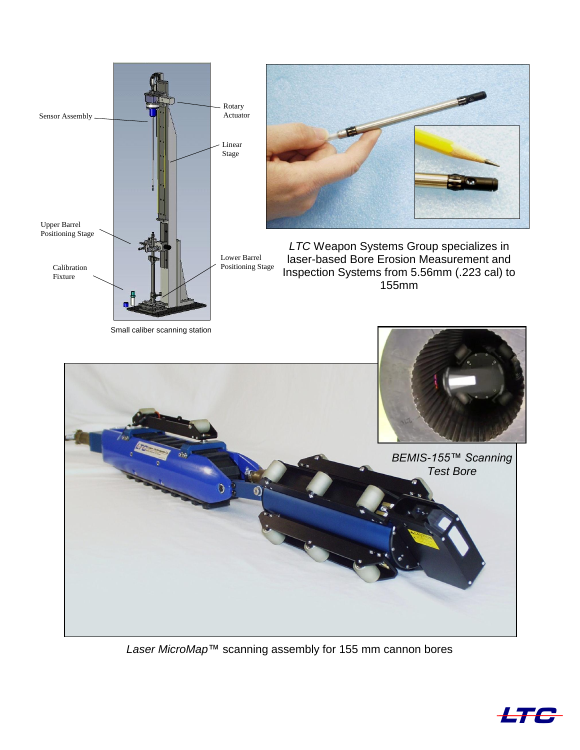Sensor Assembly

Rotary Actuator

Linear Stage

Upper Barrel Positioning Stage

Calibration Fixture

Lower Barrel Positioning Stage

Small caliber scanning station

*LTC* Weapon Systems Group specializes in laser-based Bore Erosion Measurement and Inspection Systems from 5.56mm (.223 cal) to 155mm

*BEMIS-155™ Scanning Test Bore*

*Laser MicroMap™* scanning assembly for 155 mm cannon bores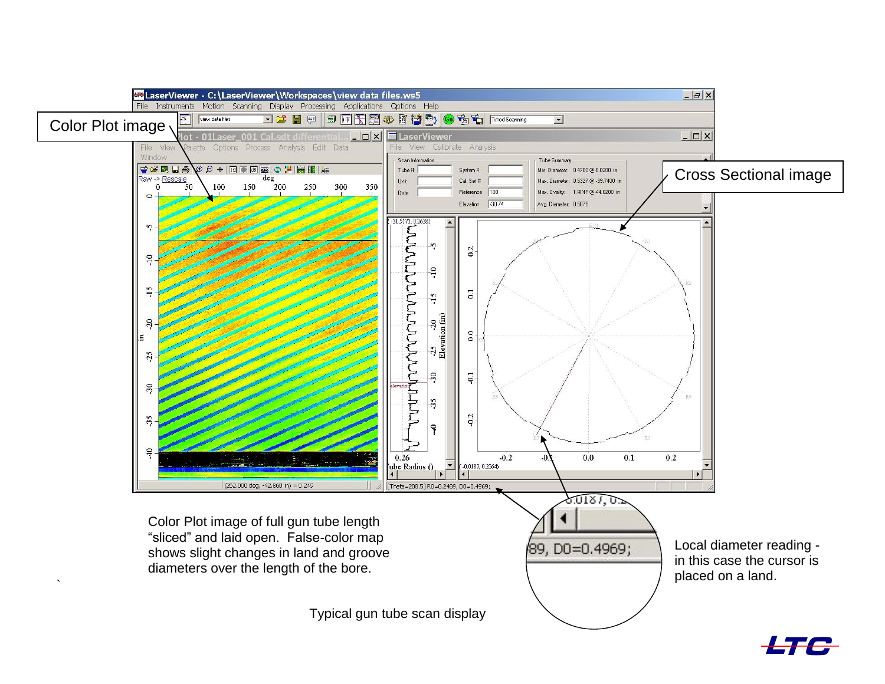Color Plot image

Cross Sectional image

Color Plot image of full gun tube length "sliced" and laid open. False-color map shows slight changes in land and groove diameters over the length of the bore.

Local diameter reading - in this case the cursor is placed on a land.

Typical gun tube scan display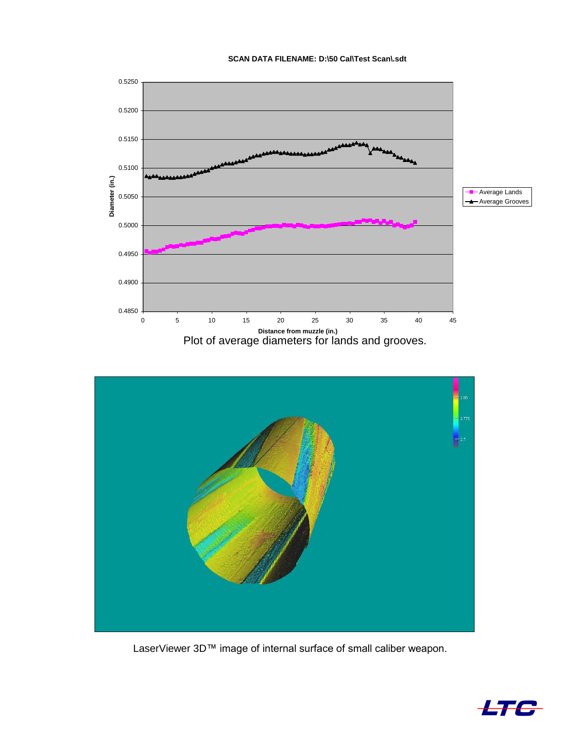SCAN DATA FILENAME: D:\50 Cal\Test Scan\.sdt

0.5250
0.5200
0.5150
0.5100
0.5050
0.5000
0.4950
0.4900
0.4850

Diameter (in.)

0 5 10 15 20 25 30 35 40 45

Distance from muzzle (in.)

Average Lands
Average Grooves

Plot of average diameters for lands and grooves.

2.85
2.775
2.7

LaserViewer 3D™ image of internal surface of small caliber weapon.

LTC